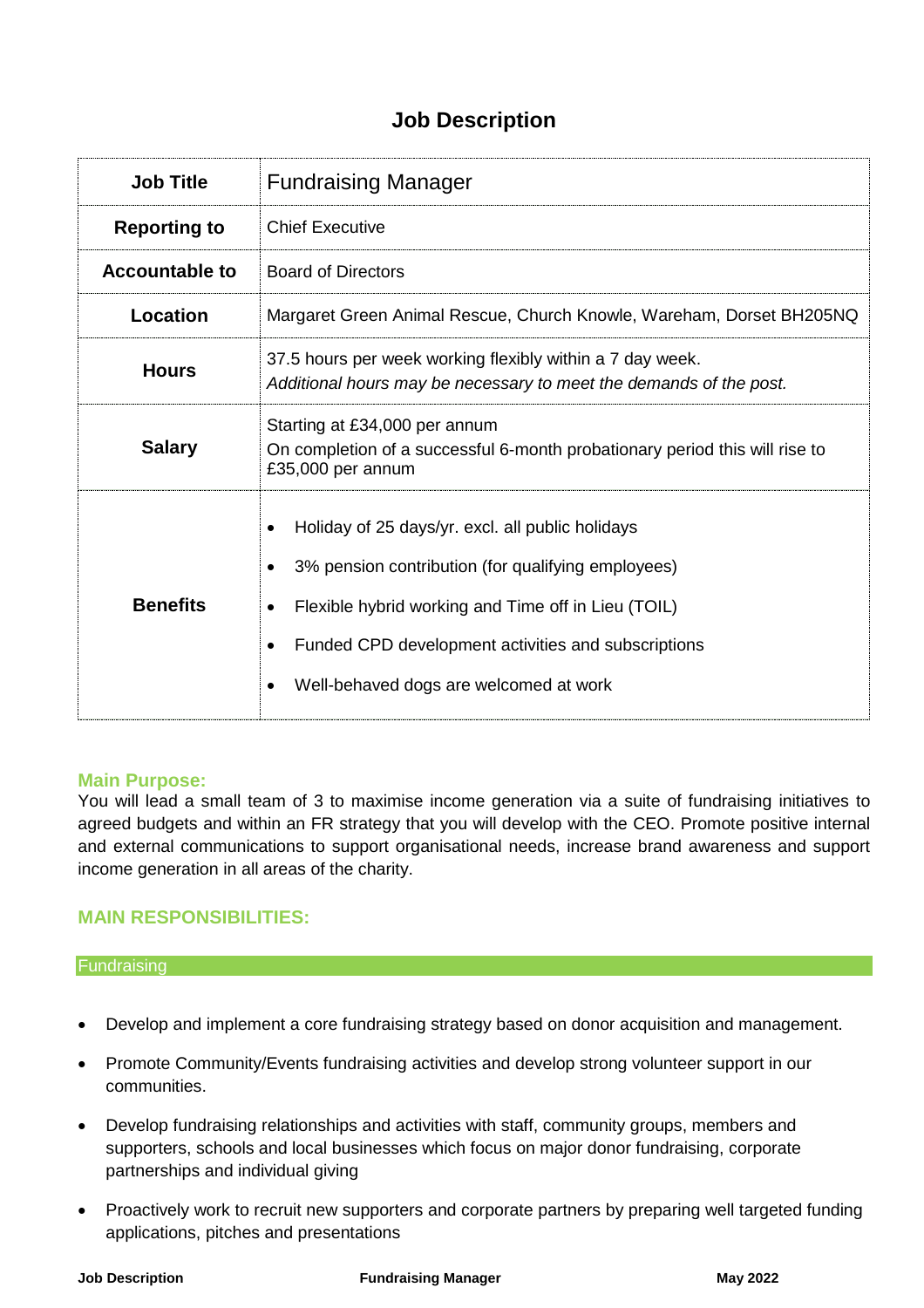# Job Description

| Job Title | Fundraising Manager |
|---|---|
| Reporting to | Chief Executive |
| Accountable to | Board of Directors |
| Location | Margaret Green Animal Rescue, Church Knowle, Wareham, Dorset BH205NQ |
| Hours | 37.5 hours per week working flexibly within a 7 day week.<br>*Additional hours may be necessary to meet the demands of the post.* |
| Salary | Starting at £34,000 per annum<br>On completion of a successful 6-month probationary period this will rise to £35,000 per annum |
| Benefits | • Holiday of 25 days/yr. excl. all public holidays<br>• 3% pension contribution (for qualifying employees)<br>• Flexible hybrid working and Time off in Lieu (TOIL)<br>• Funded CPD development activities and subscriptions<br>• Well-behaved dogs are welcomed at work |

## Main Purpose:

You will lead a small team of 3 to maximise income generation via a suite of fundraising initiatives to agreed budgets and within an FR strategy that you will develop with the CEO. Promote positive internal and external communications to support organisational needs, increase brand awareness and support income generation in all areas of the charity.

## MAIN RESPONSIBILITIES:

### Fundraising

- Develop and implement a core fundraising strategy based on donor acquisition and management.
- Promote Community/Events fundraising activities and develop strong volunteer support in our communities.
- Develop fundraising relationships and activities with staff, community groups, members and supporters, schools and local businesses which focus on major donor fundraising, corporate partnerships and individual giving
- Proactively work to recruit new supporters and corporate partners by preparing well targeted funding applications, pitches and presentations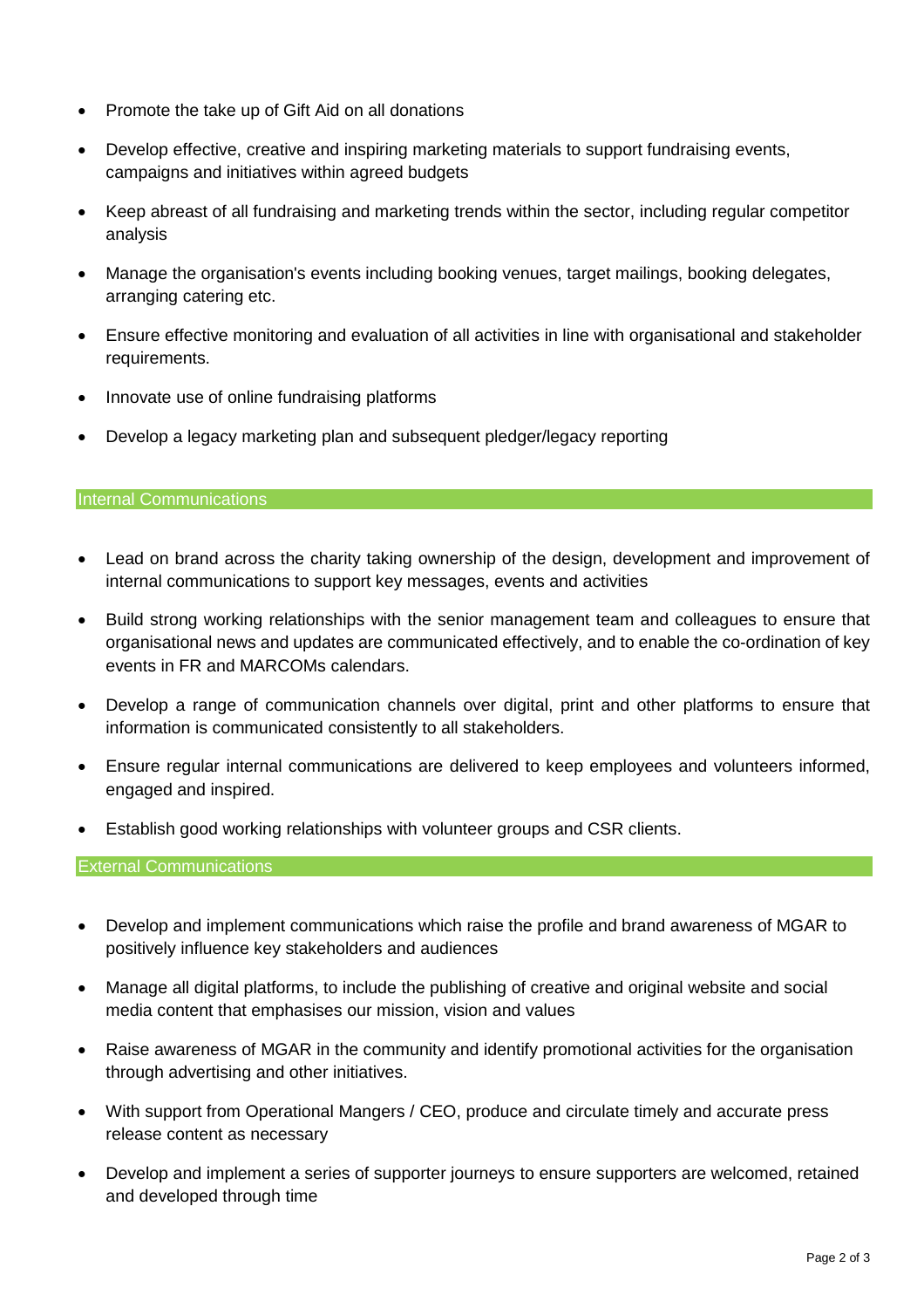- Promote the take up of Gift Aid on all donations
- Develop effective, creative and inspiring marketing materials to support fundraising events, campaigns and initiatives within agreed budgets
- Keep abreast of all fundraising and marketing trends within the sector, including regular competitor analysis
- Manage the organisation's events including booking venues, target mailings, booking delegates, arranging catering etc.
- Ensure effective monitoring and evaluation of all activities in line with organisational and stakeholder requirements.
- Innovate use of online fundraising platforms
- Develop a legacy marketing plan and subsequent pledger/legacy reporting

## Internal Communications

- Lead on brand across the charity taking ownership of the design, development and improvement of internal communications to support key messages, events and activities
- Build strong working relationships with the senior management team and colleagues to ensure that organisational news and updates are communicated effectively, and to enable the co-ordination of key events in FR and MARCOMs calendars.
- Develop a range of communication channels over digital, print and other platforms to ensure that information is communicated consistently to all stakeholders.
- Ensure regular internal communications are delivered to keep employees and volunteers informed, engaged and inspired.
- Establish good working relationships with volunteer groups and CSR clients.

## External Communications

- Develop and implement communications which raise the profile and brand awareness of MGAR to positively influence key stakeholders and audiences
- Manage all digital platforms, to include the publishing of creative and original website and social media content that emphasises our mission, vision and values
- Raise awareness of MGAR in the community and identify promotional activities for the organisation through advertising and other initiatives.
- With support from Operational Mangers / CEO, produce and circulate timely and accurate press release content as necessary
- Develop and implement a series of supporter journeys to ensure supporters are welcomed, retained and developed through time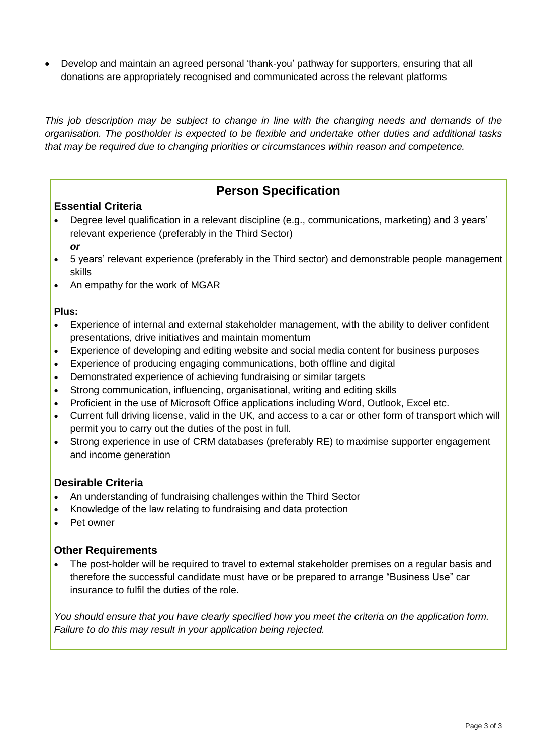- Develop and maintain an agreed personal 'thank-you' pathway for supporters, ensuring that all donations are appropriately recognised and communicated across the relevant platforms

*This job description may be subject to change in line with the changing needs and demands of the organisation. The postholder is expected to be flexible and undertake other duties and additional tasks that may be required due to changing priorities or circumstances within reason and competence.*

## Person Specification

### Essential Criteria

- Degree level qualification in a relevant discipline (e.g., communications, marketing) and 3 years' relevant experience (preferably in the Third Sector)
  ***or***
- 5 years' relevant experience (preferably in the Third sector) and demonstrable people management skills
- An empathy for the work of MGAR

**Plus:**

- Experience of internal and external stakeholder management, with the ability to deliver confident presentations, drive initiatives and maintain momentum
- Experience of developing and editing website and social media content for business purposes
- Experience of producing engaging communications, both offline and digital
- Demonstrated experience of achieving fundraising or similar targets
- Strong communication, influencing, organisational, writing and editing skills
- Proficient in the use of Microsoft Office applications including Word, Outlook, Excel etc.
- Current full driving license, valid in the UK, and access to a car or other form of transport which will permit you to carry out the duties of the post in full.
- Strong experience in use of CRM databases (preferably RE) to maximise supporter engagement and income generation

### Desirable Criteria

- An understanding of fundraising challenges within the Third Sector
- Knowledge of the law relating to fundraising and data protection
- Pet owner

### Other Requirements

- The post-holder will be required to travel to external stakeholder premises on a regular basis and therefore the successful candidate must have or be prepared to arrange "Business Use" car insurance to fulfil the duties of the role.

*You should ensure that you have clearly specified how you meet the criteria on the application form. Failure to do this may result in your application being rejected.*